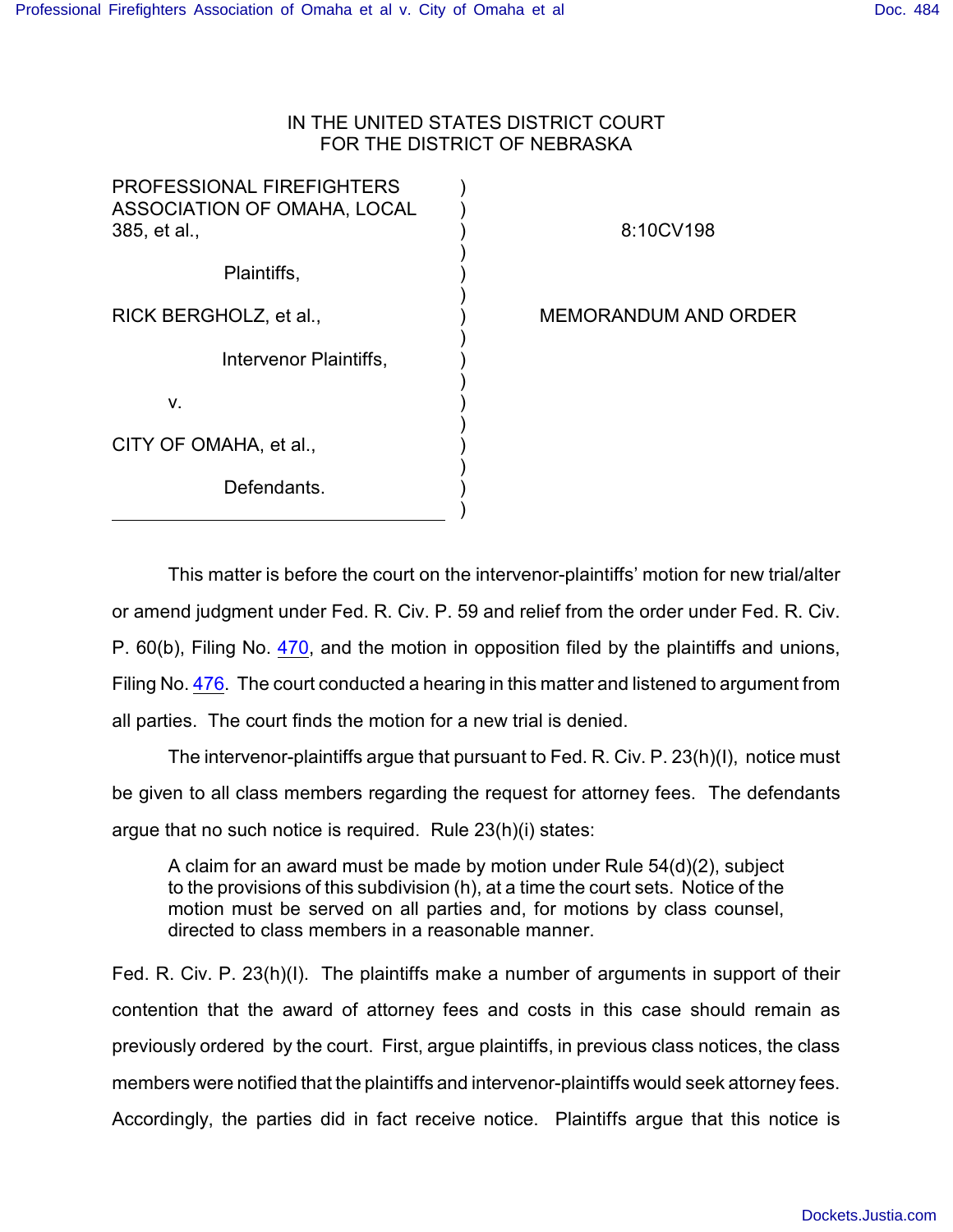IN THE UNITED STATES DISTRICT COURT
FOR THE DISTRICT OF NEBRASKA

| | | |
|---|---|---|
| PROFESSIONAL FIREFIGHTERS ASSOCIATION OF OMAHA, LOCAL 385, et al., | ) | 8:10CV198 |
| Plaintiffs, | ) | |
| RICK BERGHOLZ, et al., | ) | MEMORANDUM AND ORDER |
| Intervenor Plaintiffs, | ) | |
| v. | ) | |
| CITY OF OMAHA, et al., | ) | |
| Defendants. | ) | |

This matter is before the court on the intervenor-plaintiffs' motion for new trial/alter or amend judgment under Fed. R. Civ. P. 59 and relief from the order under Fed. R. Civ. P. 60(b), Filing No. 470, and the motion in opposition filed by the plaintiffs and unions, Filing No. 476. The court conducted a hearing in this matter and listened to argument from all parties. The court finds the motion for a new trial is denied.

The intervenor-plaintiffs argue that pursuant to Fed. R. Civ. P. 23(h)(I), notice must be given to all class members regarding the request for attorney fees. The defendants argue that no such notice is required. Rule 23(h)(i) states:

> A claim for an award must be made by motion under Rule 54(d)(2), subject to the provisions of this subdivision (h), at a time the court sets. Notice of the motion must be served on all parties and, for motions by class counsel, directed to class members in a reasonable manner.

Fed. R. Civ. P. 23(h)(I). The plaintiffs make a number of arguments in support of their contention that the award of attorney fees and costs in this case should remain as previously ordered by the court. First, argue plaintiffs, in previous class notices, the class members were notified that the plaintiffs and intervenor-plaintiffs would seek attorney fees. Accordingly, the parties did in fact receive notice. Plaintiffs argue that this notice is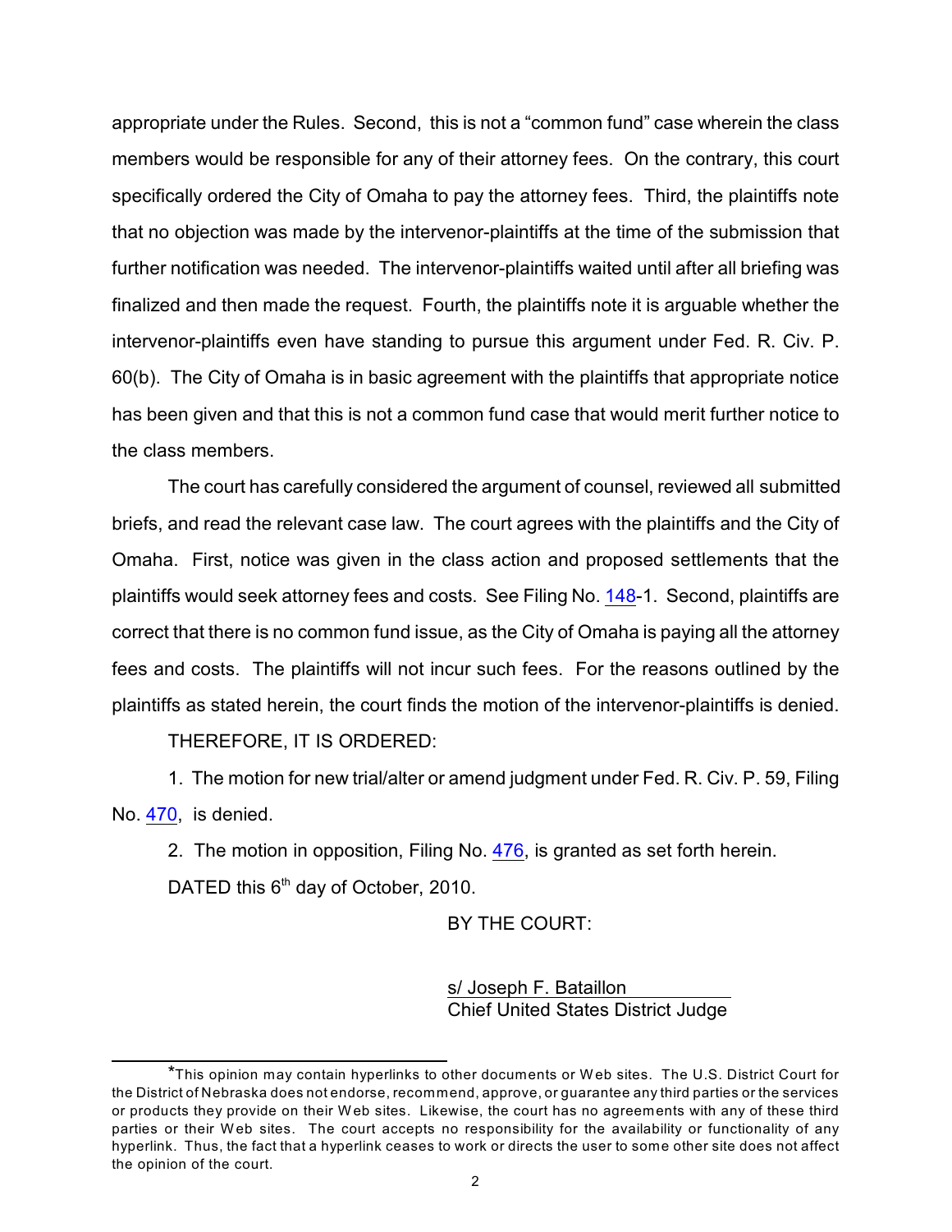appropriate under the Rules. Second, this is not a "common fund" case wherein the class members would be responsible for any of their attorney fees. On the contrary, this court specifically ordered the City of Omaha to pay the attorney fees. Third, the plaintiffs note that no objection was made by the intervenor-plaintiffs at the time of the submission that further notification was needed. The intervenor-plaintiffs waited until after all briefing was finalized and then made the request. Fourth, the plaintiffs note it is arguable whether the intervenor-plaintiffs even have standing to pursue this argument under Fed. R. Civ. P. 60(b). The City of Omaha is in basic agreement with the plaintiffs that appropriate notice has been given and that this is not a common fund case that would merit further notice to the class members.

The court has carefully considered the argument of counsel, reviewed all submitted briefs, and read the relevant case law. The court agrees with the plaintiffs and the City of Omaha. First, notice was given in the class action and proposed settlements that the plaintiffs would seek attorney fees and costs. See Filing No. 148-1. Second, plaintiffs are correct that there is no common fund issue, as the City of Omaha is paying all the attorney fees and costs. The plaintiffs will not incur such fees. For the reasons outlined by the plaintiffs as stated herein, the court finds the motion of the intervenor-plaintiffs is denied.

THEREFORE, IT IS ORDERED:

1. The motion for new trial/alter or amend judgment under Fed. R. Civ. P. 59, Filing No. 470, is denied.

2. The motion in opposition, Filing No. 476, is granted as set forth herein.

DATED this 6th day of October, 2010.

BY THE COURT:

s/ Joseph F. Bataillon
Chief United States District Judge

*This opinion may contain hyperlinks to other documents or Web sites. The U.S. District Court for the District of Nebraska does not endorse, recommend, approve, or guarantee any third parties or the services or products they provide on their Web sites. Likewise, the court has no agreements with any of these third parties or their Web sites. The court accepts no responsibility for the availability or functionality of any hyperlink. Thus, the fact that a hyperlink ceases to work or directs the user to some other site does not affect the opinion of the court.